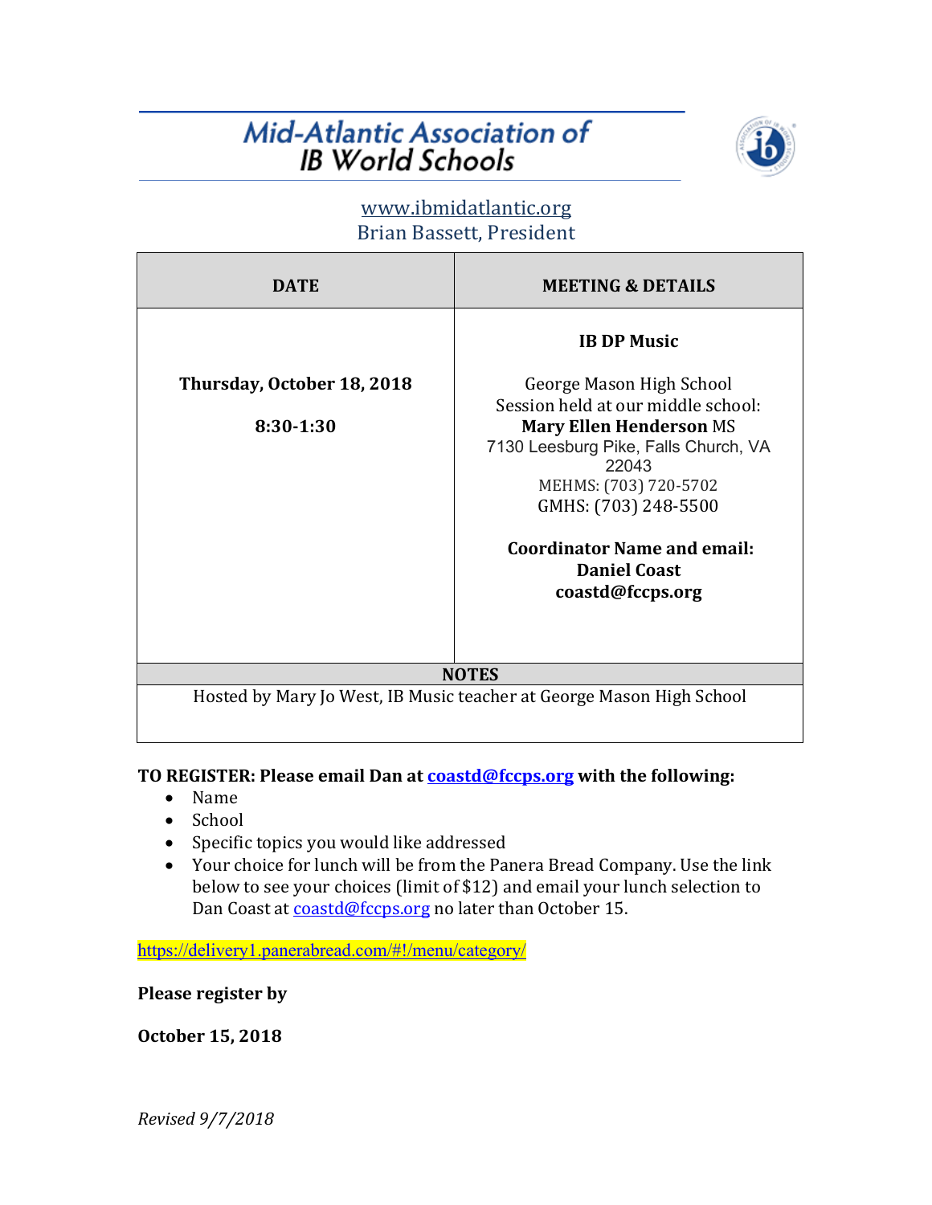# Mid-Atlantic Association of IB World Schools

www.ibmidatlantic.org
Brian Bassett, President

| DATE | MEETING & DETAILS |
|---|---|
| **Thursday, October 18, 2018**<br><br>**8:30-1:30** | **IB DP Music**<br><br>George Mason High School<br>Session held at our middle school:<br>**Mary Ellen Henderson** MS<br>7130 Leesburg Pike, Falls Church, VA 22043<br>MEHMS: (703) 720-5702<br>GMHS: (703) 248-5500<br><br>**Coordinator Name and email:**<br>**Daniel Coast**<br>**coastd@fccps.org** |
| **NOTES** | |
| Hosted by Mary Jo West, IB Music teacher at George Mason High School | |

**TO REGISTER: Please email Dan at coastd@fccps.org with the following:**

- Name
- School
- Specific topics you would like addressed
- Your choice for lunch will be from the Panera Bread Company. Use the link below to see your choices (limit of $12) and email your lunch selection to Dan Coast at coastd@fccps.org no later than October 15.

https://delivery1.panerabread.com/#!/menu/category/

**Please register by**

**October 15, 2018**

*Revised 9/7/2018*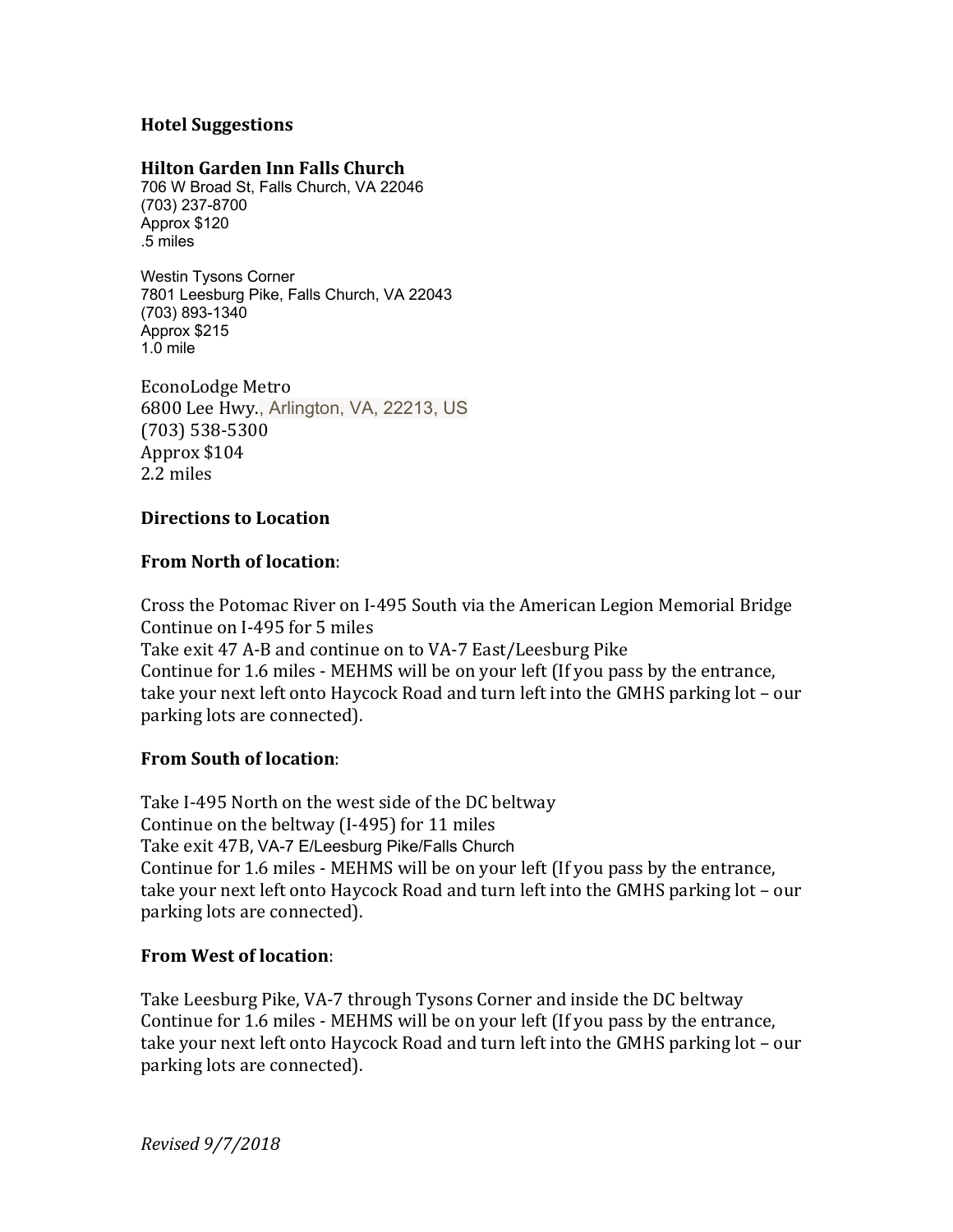## Hotel Suggestions

**Hilton Garden Inn Falls Church**
706 W Broad St, Falls Church, VA 22046
(703) 237-8700
Approx $120
.5 miles

Westin Tysons Corner
7801 Leesburg Pike, Falls Church, VA 22043
(703) 893-1340
Approx $215
1.0 mile

EconoLodge Metro
6800 Lee Hwy., Arlington, VA, 22213, US
(703) 538-5300
Approx $104
2.2 miles

## Directions to Location

**From North of location**:

Cross the Potomac River on I-495 South via the American Legion Memorial Bridge
Continue on I-495 for 5 miles
Take exit 47 A-B and continue on to VA-7 East/Leesburg Pike
Continue for 1.6 miles - MEHMS will be on your left (If you pass by the entrance, take your next left onto Haycock Road and turn left into the GMHS parking lot – our parking lots are connected).

**From South of location**:

Take I-495 North on the west side of the DC beltway
Continue on the beltway (I-495) for 11 miles
Take exit 47B, VA-7 E/Leesburg Pike/Falls Church
Continue for 1.6 miles - MEHMS will be on your left (If you pass by the entrance, take your next left onto Haycock Road and turn left into the GMHS parking lot – our parking lots are connected).

**From West of location**:

Take Leesburg Pike, VA-7 through Tysons Corner and inside the DC beltway
Continue for 1.6 miles - MEHMS will be on your left (If you pass by the entrance, take your next left onto Haycock Road and turn left into the GMHS parking lot – our parking lots are connected).

*Revised 9/7/2018*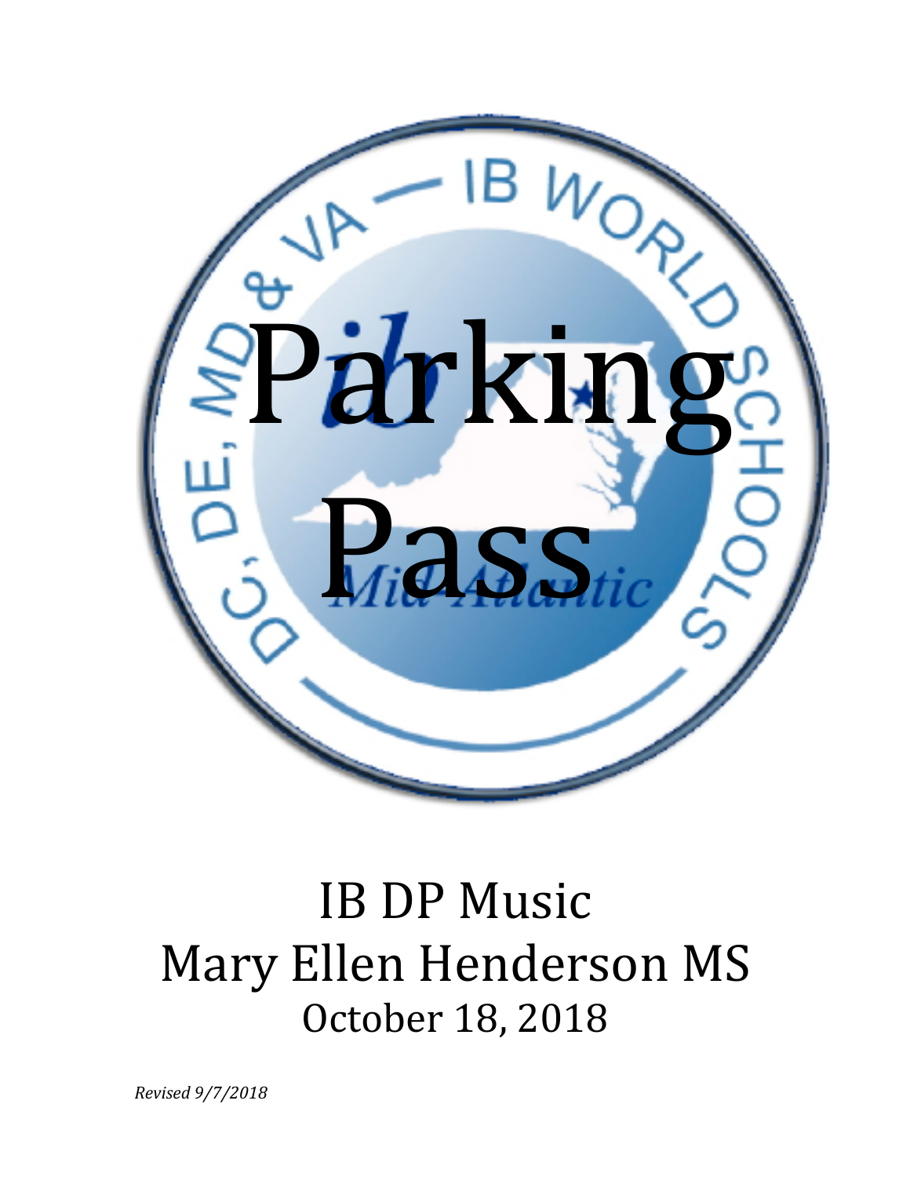# Parking Pass

IB DP Music
Mary Ellen Henderson MS
October 18, 2018

*Revised 9/7/2018*